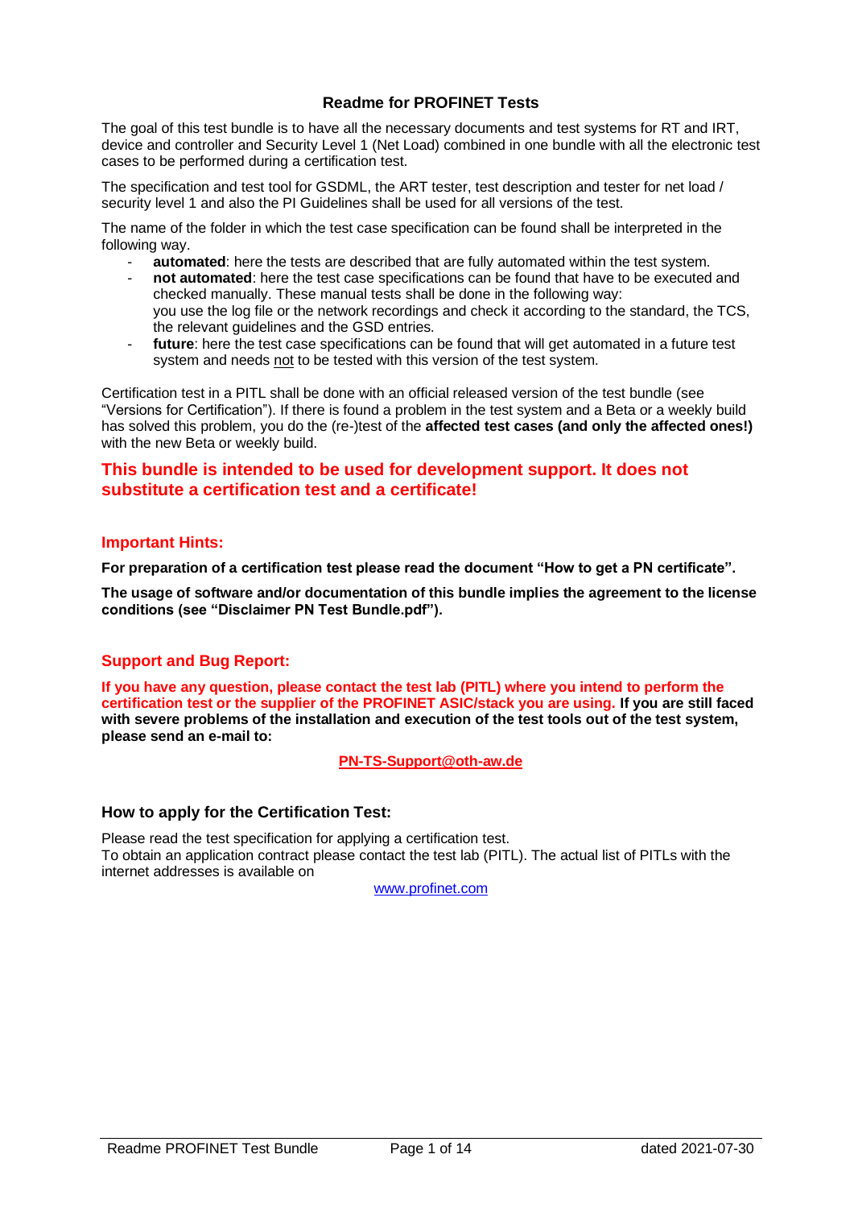# Readme for PROFINET Tests

The goal of this test bundle is to have all the necessary documents and test systems for RT and IRT, device and controller and Security Level 1 (Net Load) combined in one bundle with all the electronic test cases to be performed during a certification test.

The specification and test tool for GSDML, the ART tester, test description and tester for net load / security level 1 and also the PI Guidelines shall be used for all versions of the test.

The name of the folder in which the test case specification can be found shall be interpreted in the following way.

- **automated**: here the tests are described that are fully automated within the test system.
- **not automated**: here the test case specifications can be found that have to be executed and checked manually. These manual tests shall be done in the following way:
  you use the log file or the network recordings and check it according to the standard, the TCS, the relevant guidelines and the GSD entries.
- **future**: here the test case specifications can be found that will get automated in a future test system and needs not to be tested with this version of the test system.

Certification test in a PITL shall be done with an official released version of the test bundle (see "Versions for Certification"). If there is found a problem in the test system and a Beta or a weekly build has solved this problem, you do the (re-)test of the **affected test cases (and only the affected ones!)** with the new Beta or weekly build.

**This bundle is intended to be used for development support. It does not substitute a certification test and a certificate!**

## Important Hints:

**For preparation of a certification test please read the document "How to get a PN certificate".**

**The usage of software and/or documentation of this bundle implies the agreement to the license conditions (see "Disclaimer PN Test Bundle.pdf").**

## Support and Bug Report:

**If you have any question, please contact the test lab (PITL) where you intend to perform the certification test or the supplier of the PROFINET ASIC/stack you are using. If you are still faced with severe problems of the installation and execution of the test tools out of the test system, please send an e-mail to:**

**PN-TS-Support@oth-aw.de**

## How to apply for the Certification Test:

Please read the test specification for applying a certification test.
To obtain an application contract please contact the test lab (PITL). The actual list of PITLs with the internet addresses is available on

www.profinet.com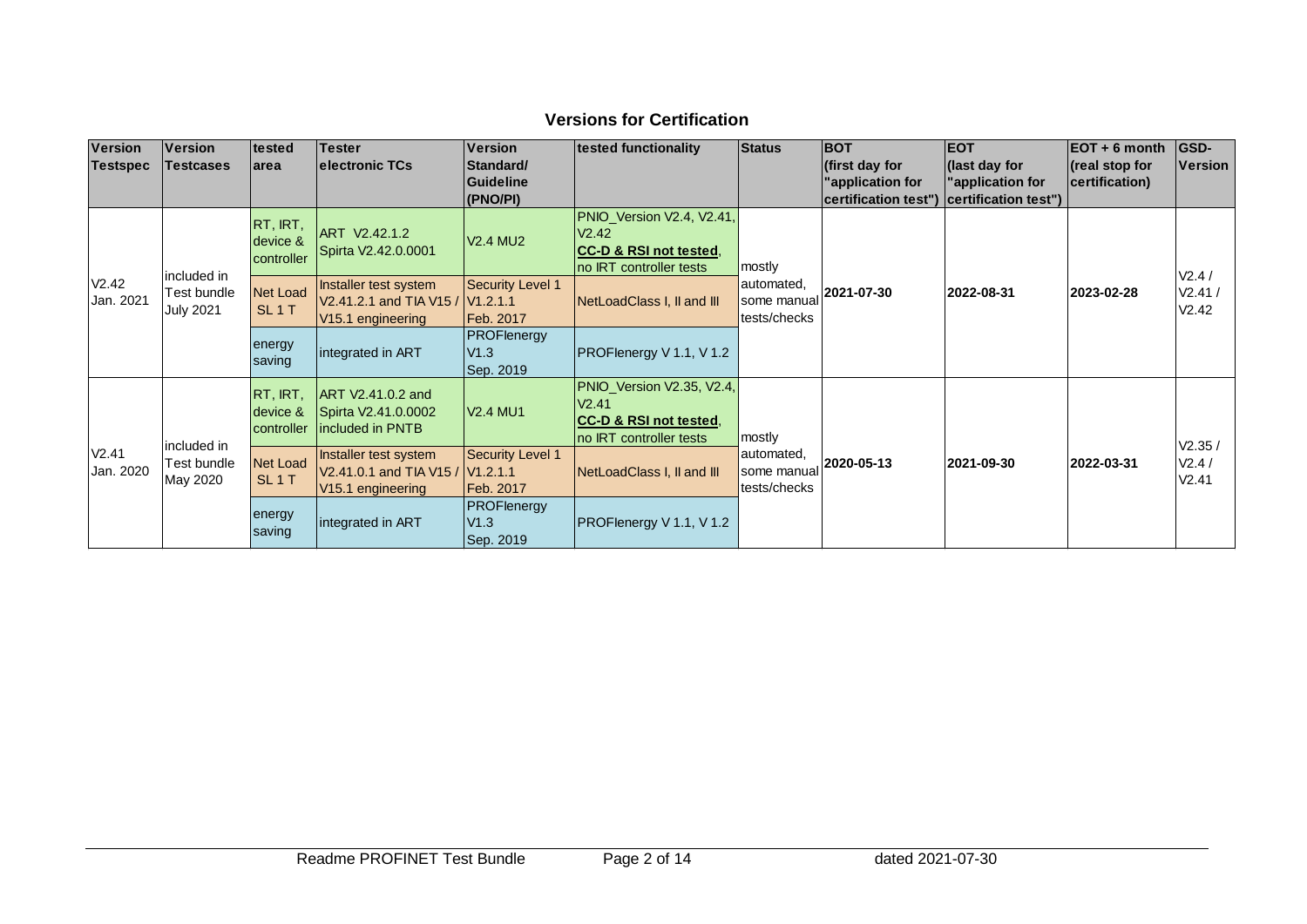## Versions for Certification

| Version Testspec | Version Testcases | tested area | Tester electronic TCs | Version Standard/ Guideline (PNO/PI) | tested functionality | Status | BOT (first day for "application for certification test") | EOT (last day for "application for certification test") | EOT + 6 month (real stop for certification) | GSD-Version |
|---|---|---|---|---|---|---|---|---|---|---|
| V2.42 Jan. 2021 | included in Test bundle July 2021 | RT, IRT, device & controller | ART V2.42.1.2 Spirta V2.42.0.0001 | V2.4 MU2 | PNIO_Version V2.4, V2.41, V2.42 **CC-D & RSI not tested**, no IRT controller tests | mostly automated, some manual tests/checks | **2021-07-30** | **2022-08-31** | **2023-02-28** | V2.4 / V2.41 / V2.42 |
| | | Net Load SL 1 T | Installer test system V2.41.2.1 and TIA V15 / V15.1 engineering | Security Level 1 V1.2.1.1 Feb. 2017 | NetLoadClass I, II and III | | | | | |
| | | energy saving | integrated in ART | PROFlenergy V1.3 Sep. 2019 | PROFlenergy V 1.1, V 1.2 | | | | | |
| V2.41 Jan. 2020 | included in Test bundle May 2020 | RT, IRT, device & controller | ART V2.41.0.2 and Spirta V2.41.0.0002 included in PNTB | V2.4 MU1 | PNIO_Version V2.35, V2.4, V2.41 **CC-D & RSI not tested**, no IRT controller tests | mostly automated, some manual tests/checks | **2020-05-13** | **2021-09-30** | **2022-03-31** | V2.35 / V2.4 / V2.41 |
| | | Net Load SL 1 T | Installer test system V2.41.0.1 and TIA V15 / V15.1 engineering | Security Level 1 V1.2.1.1 Feb. 2017 | NetLoadClass I, II and III | | | | | |
| | | energy saving | integrated in ART | PROFlenergy V1.3 Sep. 2019 | PROFlenergy V 1.1, V 1.2 | | | | | |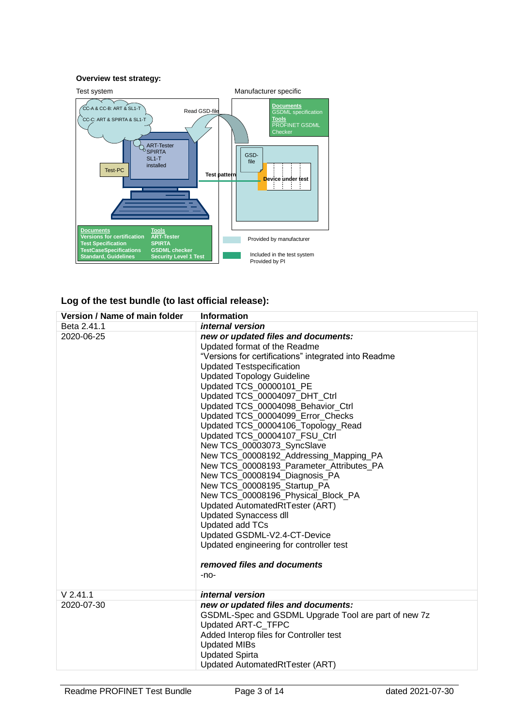**Overview test strategy:**

Test system

Manufacturer specific

CC-A & CC-B: ART & SL1-T

CC-C: ART & SPIRTA & SL1-T

Read GSD-file

**Documents**
GSDML specification
**Tools**
PROFINET GSDML Checker

ART-Tester
SPIRTA
SL1-T
installed

Test-PC

GSD-file

Test pattern

**Device under test**

**Documents**
**Versions for certification**
**Test Specification**
**TestCaseSpecifications**
**Standard, Guidelines**

**Tools**
**ART-Tester**
**SPIRTA**
**GSDML checker**
**Security Level 1 Test**

Provided by manufacturer

Included in the test system
Provided by PI

## Log of the test bundle (to last official release):

| Version / Name of main folder | Information |
|---|---|
| Beta 2.41.1 | ***internal version*** |
| 2020-06-25 | ***new or updated files and documents:***<br>Updated format of the Readme<br>“Versions for certifications” integrated into Readme<br>Updated Testspecification<br>Updated Topology Guideline<br>Updated TCS_00000101_PE<br>Updated TCS_00004097_DHT_Ctrl<br>Updated TCS_00004098_Behavior_Ctrl<br>Updated TCS_00004099_Error_Checks<br>Updated TCS_00004106_Topology_Read<br>Updated TCS_00004107_FSU_Ctrl<br>New TCS_00003073_SyncSlave<br>New TCS_00008192_Addressing_Mapping_PA<br>New TCS_00008193_Parameter_Attributes_PA<br>New TCS_00008194_Diagnosis_PA<br>New TCS_00008195_Startup_PA<br>New TCS_00008196_Physical_Block_PA<br>Updated AutomatedRtTester (ART)<br>Updated Synaccess dll<br>Updated add TCs<br>Updated GSDML-V2.4-CT-Device<br>Updated engineering for controller test<br><br>***removed files and documents***<br>-no- |
| V 2.41.1 | ***internal version*** |
| 2020-07-30 | ***new or updated files and documents:***<br>GSDML-Spec and GSDML Upgrade Tool are part of new 7z<br>Updated ART-C_TFPC<br>Added Interop files for Controller test<br>Updated MIBs<br>Updated Spirta<br>Updated AutomatedRtTester (ART) |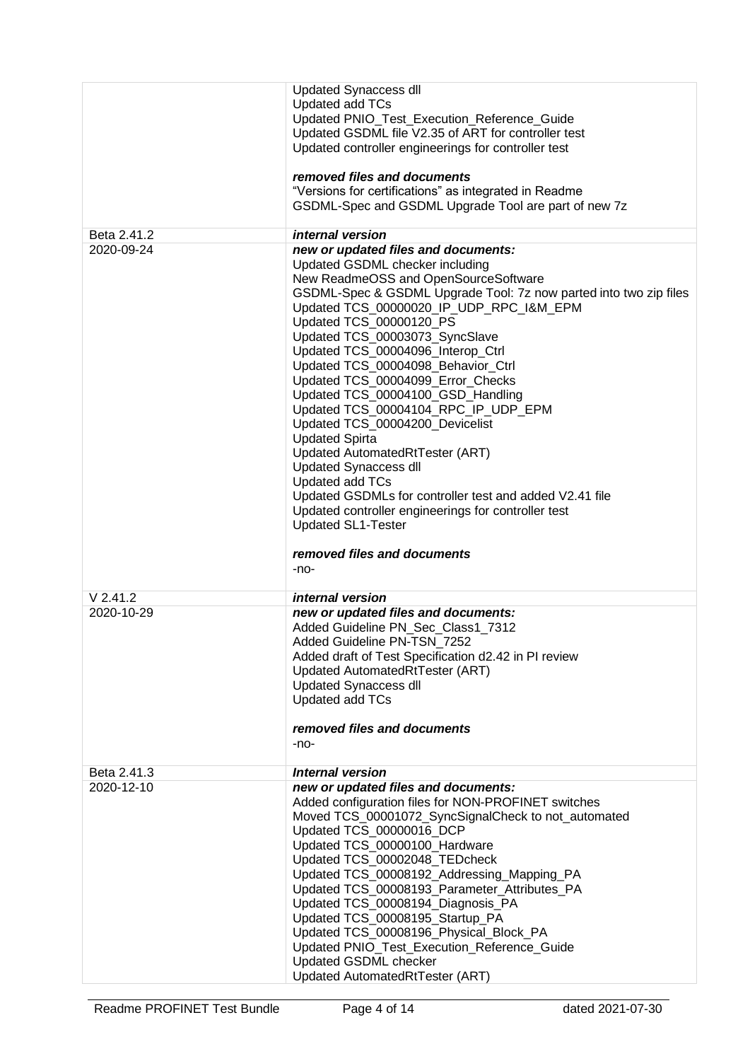| | |
|---|---|
| | Updated Synaccess dll<br>Updated add TCs<br>Updated PNIO_Test_Execution_Reference_Guide<br>Updated GSDML file V2.35 of ART for controller test<br>Updated controller engineerings for controller test<br><br>***removed files and documents***<br>"Versions for certifications" as integrated in Readme<br>GSDML-Spec and GSDML Upgrade Tool are part of new 7z |
| Beta 2.41.2 | ***internal version*** |
| 2020-09-24 | ***new or updated files and documents:***<br>Updated GSDML checker including<br>New ReadmeOSS and OpenSourceSoftware<br>GSDML-Spec & GSDML Upgrade Tool: 7z now parted into two zip files<br>Updated TCS_00000020_IP_UDP_RPC_I&M_EPM<br>Updated TCS_00000120_PS<br>Updated TCS_00003073_SyncSlave<br>Updated TCS_00004096_Interop_Ctrl<br>Updated TCS_00004098_Behavior_Ctrl<br>Updated TCS_00004099_Error_Checks<br>Updated TCS_00004100_GSD_Handling<br>Updated TCS_00004104_RPC_IP_UDP_EPM<br>Updated TCS_00004200_Devicelist<br>Updated Spirta<br>Updated AutomatedRtTester (ART)<br>Updated Synaccess dll<br>Updated add TCs<br>Updated GSDMLs for controller test and added V2.41 file<br>Updated controller engineerings for controller test<br>Updated SL1-Tester<br><br>***removed files and documents***<br>-no- |
| V 2.41.2 | ***internal version*** |
| 2020-10-29 | ***new or updated files and documents:***<br>Added Guideline PN_Sec_Class1_7312<br>Added Guideline PN-TSN_7252<br>Added draft of Test Specification d2.42 in PI review<br>Updated AutomatedRtTester (ART)<br>Updated Synaccess dll<br>Updated add TCs<br><br>***removed files and documents***<br>-no- |
| Beta 2.41.3 | ***Internal version*** |
| 2020-12-10 | ***new or updated files and documents:***<br>Added configuration files for NON-PROFINET switches<br>Moved TCS_00001072_SyncSignalCheck to not_automated<br>Updated TCS_00000016_DCP<br>Updated TCS_00000100_Hardware<br>Updated TCS_00002048_TEDcheck<br>Updated TCS_00008192_Addressing_Mapping_PA<br>Updated TCS_00008193_Parameter_Attributes_PA<br>Updated TCS_00008194_Diagnosis_PA<br>Updated TCS_00008195_Startup_PA<br>Updated TCS_00008196_Physical_Block_PA<br>Updated PNIO_Test_Execution_Reference_Guide<br>Updated GSDML checker<br>Updated AutomatedRtTester (ART) |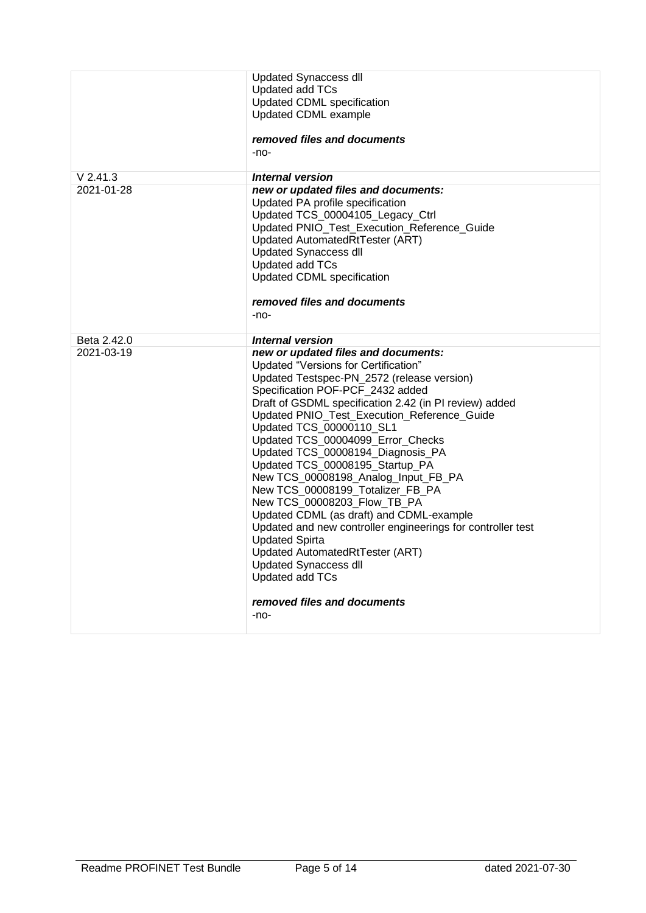| | |
|---|---|
| | Updated Synaccess dll<br>Updated add TCs<br>Updated CDML specification<br>Updated CDML example<br><br>***removed files and documents***<br>-no- |
| V 2.41.3 | ***Internal version*** |
| 2021-01-28 | ***new or updated files and documents:***<br>Updated PA profile specification<br>Updated TCS_00004105_Legacy_Ctrl<br>Updated PNIO_Test_Execution_Reference_Guide<br>Updated AutomatedRtTester (ART)<br>Updated Synaccess dll<br>Updated add TCs<br>Updated CDML specification<br><br>***removed files and documents***<br>-no- |
| Beta 2.42.0 | ***Internal version*** |
| 2021-03-19 | ***new or updated files and documents:***<br>Updated "Versions for Certification"<br>Updated Testspec-PN_2572 (release version)<br>Specification POF-PCF_2432 added<br>Draft of GSDML specification 2.42 (in PI review) added<br>Updated PNIO_Test_Execution_Reference_Guide<br>Updated TCS_00000110_SL1<br>Updated TCS_00004099_Error_Checks<br>Updated TCS_00008194_Diagnosis_PA<br>Updated TCS_00008195_Startup_PA<br>New TCS_00008198_Analog_Input_FB_PA<br>New TCS_00008199_Totalizer_FB_PA<br>New TCS_00008203_Flow_TB_PA<br>Updated CDML (as draft) and CDML-example<br>Updated and new controller engineerings for controller test<br>Updated Spirta<br>Updated AutomatedRtTester (ART)<br>Updated Synaccess dll<br>Updated add TCs<br><br>***removed files and documents***<br>-no- |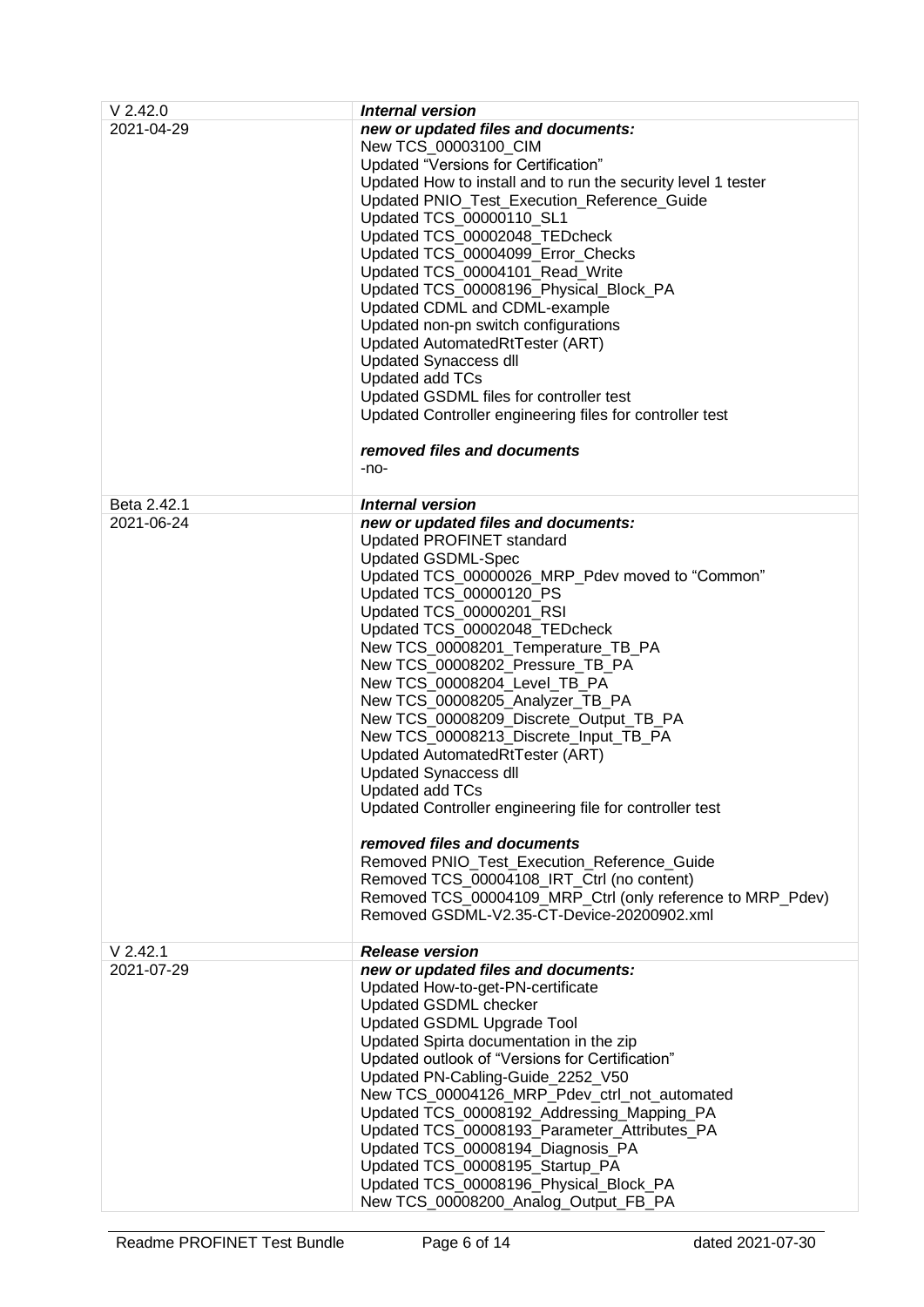| | |
|---|---|
| V 2.42.0 | ***Internal version*** |
| 2021-04-29 | ***new or updated files and documents:***<br>New TCS_00003100_CIM<br>Updated "Versions for Certification"<br>Updated How to install and to run the security level 1 tester<br>Updated PNIO_Test_Execution_Reference_Guide<br>Updated TCS_00000110_SL1<br>Updated TCS_00002048_TEDcheck<br>Updated TCS_00004099_Error_Checks<br>Updated TCS_00004101_Read_Write<br>Updated TCS_00008196_Physical_Block_PA<br>Updated CDML and CDML-example<br>Updated non-pn switch configurations<br>Updated AutomatedRtTester (ART)<br>Updated Synaccess dll<br>Updated add TCs<br>Updated GSDML files for controller test<br>Updated Controller engineering files for controller test<br><br>***removed files and documents***<br>-no- |
| Beta 2.42.1 | ***Internal version*** |
| 2021-06-24 | ***new or updated files and documents:***<br>Updated PROFINET standard<br>Updated GSDML-Spec<br>Updated TCS_00000026_MRP_Pdev moved to "Common"<br>Updated TCS_00000120_PS<br>Updated TCS_00000201_RSI<br>Updated TCS_00002048_TEDcheck<br>New TCS_00008201_Temperature_TB_PA<br>New TCS_00008202_Pressure_TB_PA<br>New TCS_00008204_Level_TB_PA<br>New TCS_00008205_Analyzer_TB_PA<br>New TCS_00008209_Discrete_Output_TB_PA<br>New TCS_00008213_Discrete_Input_TB_PA<br>Updated AutomatedRtTester (ART)<br>Updated Synaccess dll<br>Updated add TCs<br>Updated Controller engineering file for controller test<br><br>***removed files and documents***<br>Removed PNIO_Test_Execution_Reference_Guide<br>Removed TCS_00004108_IRT_Ctrl (no content)<br>Removed TCS_00004109_MRP_Ctrl (only reference to MRP_Pdev)<br>Removed GSDML-V2.35-CT-Device-20200902.xml |
| V 2.42.1 | ***Release version*** |
| 2021-07-29 | ***new or updated files and documents:***<br>Updated How-to-get-PN-certificate<br>Updated GSDML checker<br>Updated GSDML Upgrade Tool<br>Updated Spirta documentation in the zip<br>Updated outlook of "Versions for Certification"<br>Updated PN-Cabling-Guide_2252_V50<br>New TCS_00004126_MRP_Pdev_ctrl_not_automated<br>Updated TCS_00008192_Addressing_Mapping_PA<br>Updated TCS_00008193_Parameter_Attributes_PA<br>Updated TCS_00008194_Diagnosis_PA<br>Updated TCS_00008195_Startup_PA<br>Updated TCS_00008196_Physical_Block_PA<br>New TCS_00008200_Analog_Output_FB_PA |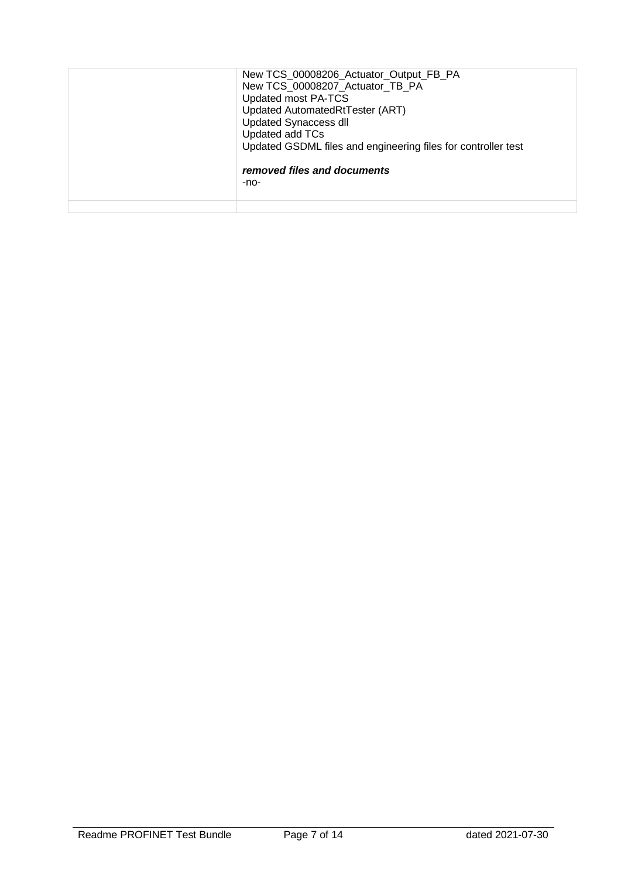| | |
|---|---|
| | New TCS_00008206_Actuator_Output_FB_PA<br>New TCS_00008207_Actuator_TB_PA<br>Updated most PA-TCS<br>Updated AutomatedRtTester (ART)<br>Updated Synaccess dll<br>Updated add TCs<br>Updated GSDML files and engineering files for controller test<br><br>***removed files and documents***<br>-no- |
| | |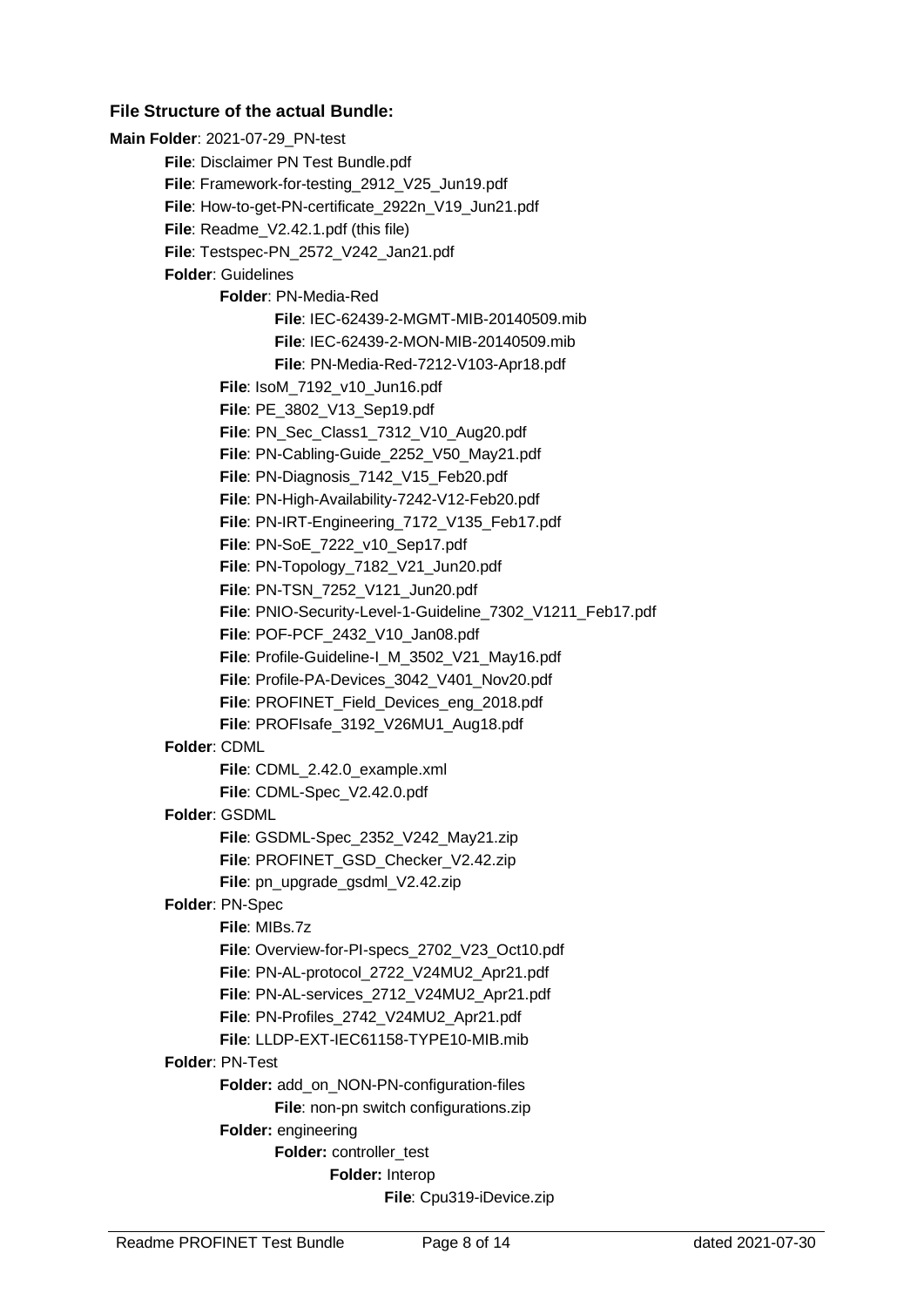### File Structure of the actual Bundle:

**Main Folder**: 2021-07-29_PN-test

- **File**: Disclaimer PN Test Bundle.pdf
- **File**: Framework-for-testing_2912_V25_Jun19.pdf
- **File**: How-to-get-PN-certificate_2922n_V19_Jun21.pdf
- **File**: Readme_V2.42.1.pdf (this file)
- **File**: Testspec-PN_2572_V242_Jan21.pdf
- **Folder**: Guidelines
  - **Folder**: PN-Media-Red
    - **File**: IEC-62439-2-MGMT-MIB-20140509.mib
    - **File**: IEC-62439-2-MON-MIB-20140509.mib
    - **File**: PN-Media-Red-7212-V103-Apr18.pdf
  - **File**: IsoM_7192_v10_Jun16.pdf
  - **File**: PE_3802_V13_Sep19.pdf
  - **File**: PN_Sec_Class1_7312_V10_Aug20.pdf
  - **File**: PN-Cabling-Guide_2252_V50_May21.pdf
  - **File**: PN-Diagnosis_7142_V15_Feb20.pdf
  - **File**: PN-High-Availability-7242-V12-Feb20.pdf
  - **File**: PN-IRT-Engineering_7172_V135_Feb17.pdf
  - **File**: PN-SoE_7222_v10_Sep17.pdf
  - **File**: PN-Topology_7182_V21_Jun20.pdf
  - **File**: PN-TSN_7252_V121_Jun20.pdf
  - **File**: PNIO-Security-Level-1-Guideline_7302_V1211_Feb17.pdf
  - **File**: POF-PCF_2432_V10_Jan08.pdf
  - **File**: Profile-Guideline-I_M_3502_V21_May16.pdf
  - **File**: Profile-PA-Devices_3042_V401_Nov20.pdf
  - **File**: PROFINET_Field_Devices_eng_2018.pdf
  - **File**: PROFIsafe_3192_V26MU1_Aug18.pdf
- **Folder**: CDML
  - **File**: CDML_2.42.0_example.xml
  - **File**: CDML-Spec_V2.42.0.pdf
- **Folder**: GSDML
  - **File**: GSDML-Spec_2352_V242_May21.zip
  - **File**: PROFINET_GSD_Checker_V2.42.zip
  - **File**: pn_upgrade_gsdml_V2.42.zip
- **Folder**: PN-Spec
  - **File**: MIBs.7z
  - **File**: Overview-for-PI-specs_2702_V23_Oct10.pdf
  - **File**: PN-AL-protocol_2722_V24MU2_Apr21.pdf
  - **File**: PN-AL-services_2712_V24MU2_Apr21.pdf
  - **File**: PN-Profiles_2742_V24MU2_Apr21.pdf
  - **File**: LLDP-EXT-IEC61158-TYPE10-MIB.mib
- **Folder**: PN-Test
  - **Folder:** add_on_NON-PN-configuration-files
    - **File**: non-pn switch configurations.zip
  - **Folder:** engineering
    - **Folder:** controller_test
      - **Folder:** Interop
        - **File**: Cpu319-iDevice.zip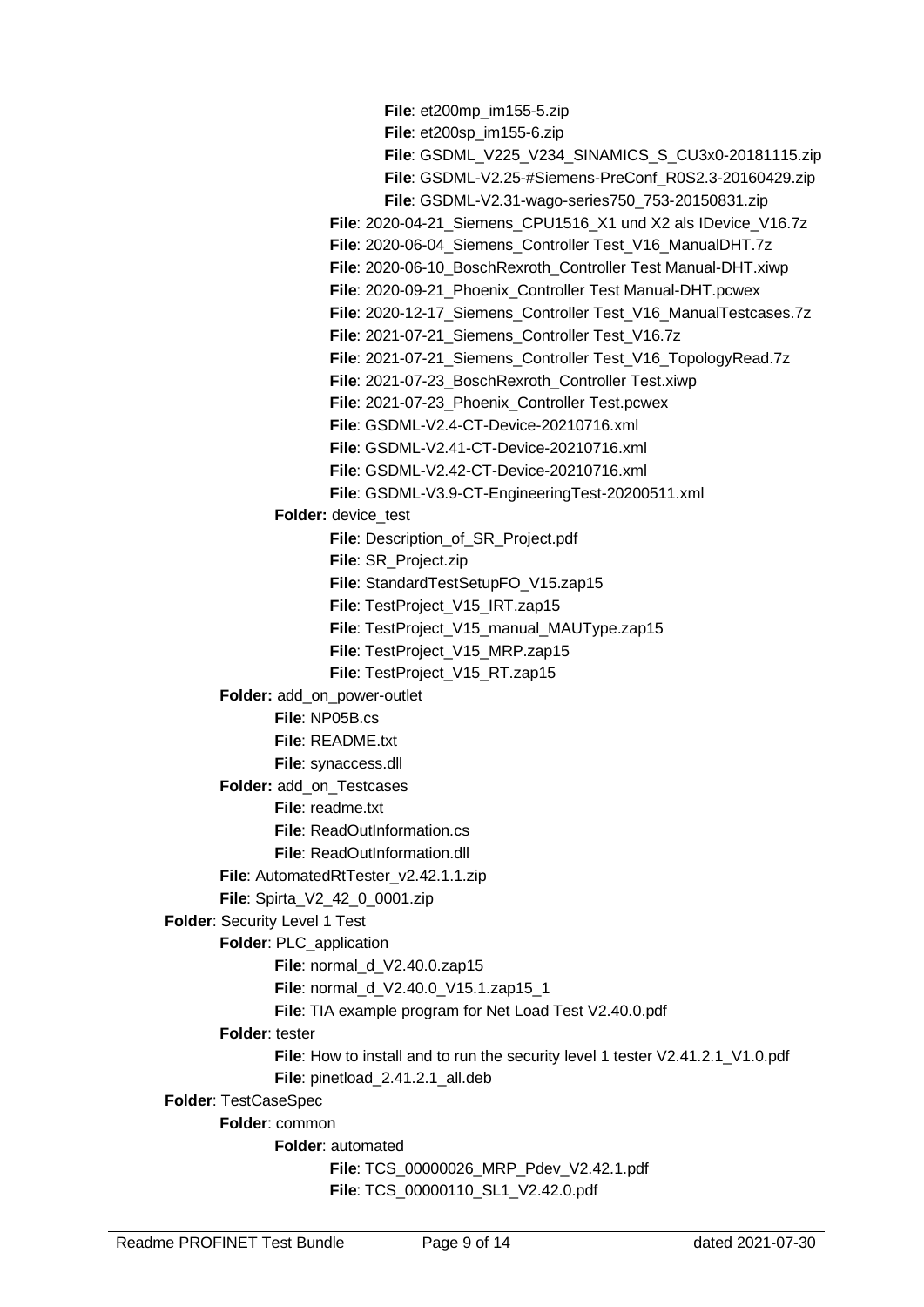- **File**: et200mp_im155-5.zip
- **File**: et200sp_im155-6.zip
- **File**: GSDML_V225_V234_SINAMICS_S_CU3x0-20181115.zip
- **File**: GSDML-V2.25-#Siemens-PreConf_R0S2.3-20160429.zip
- **File**: GSDML-V2.31-wago-series750_753-20150831.zip
- **File**: 2020-04-21_Siemens_CPU1516_X1 und X2 als IDevice_V16.7z
- **File**: 2020-06-04_Siemens_Controller Test_V16_ManualDHT.7z
- **File**: 2020-06-10_BoschRexroth_Controller Test Manual-DHT.xiwp
- **File**: 2020-09-21_Phoenix_Controller Test Manual-DHT.pcwex
- **File**: 2020-12-17_Siemens_Controller Test_V16_ManualTestcases.7z
- **File**: 2021-07-21_Siemens_Controller Test_V16.7z
- **File**: 2021-07-21_Siemens_Controller Test_V16_TopologyRead.7z
- **File**: 2021-07-23_BoschRexroth_Controller Test.xiwp
- **File**: 2021-07-23_Phoenix_Controller Test.pcwex
- **File**: GSDML-V2.4-CT-Device-20210716.xml
- **File**: GSDML-V2.41-CT-Device-20210716.xml
- **File**: GSDML-V2.42-CT-Device-20210716.xml
- **File**: GSDML-V3.9-CT-EngineeringTest-20200511.xml
- **Folder:** device_test
  - **File**: Description_of_SR_Project.pdf
  - **File**: SR_Project.zip
  - **File**: StandardTestSetupFO_V15.zap15
  - **File**: TestProject_V15_IRT.zap15
  - **File**: TestProject_V15_manual_MAUType.zap15
  - **File**: TestProject_V15_MRP.zap15
  - **File**: TestProject_V15_RT.zap15
- **Folder:** add_on_power-outlet
  - **File**: NP05B.cs
  - **File**: README.txt
  - **File**: synaccess.dll
- **Folder:** add_on_Testcases
  - **File**: readme.txt
  - **File**: ReadOutInformation.cs
  - **File**: ReadOutInformation.dll
- **File**: AutomatedRtTester_v2.42.1.1.zip
- **File**: Spirta_V2_42_0_0001.zip
- **Folder**: Security Level 1 Test
  - **Folder**: PLC_application
    - **File**: normal_d_V2.40.0.zap15
    - **File**: normal_d_V2.40.0_V15.1.zap15_1
    - **File**: TIA example program for Net Load Test V2.40.0.pdf
  - **Folder**: tester
    - **File**: How to install and to run the security level 1 tester V2.41.2.1_V1.0.pdf
    - **File**: pinetload_2.41.2.1_all.deb
- **Folder**: TestCaseSpec
  - **Folder**: common
    - **Folder**: automated
      - **File**: TCS_00000026_MRP_Pdev_V2.42.1.pdf
      - **File**: TCS_00000110_SL1_V2.42.0.pdf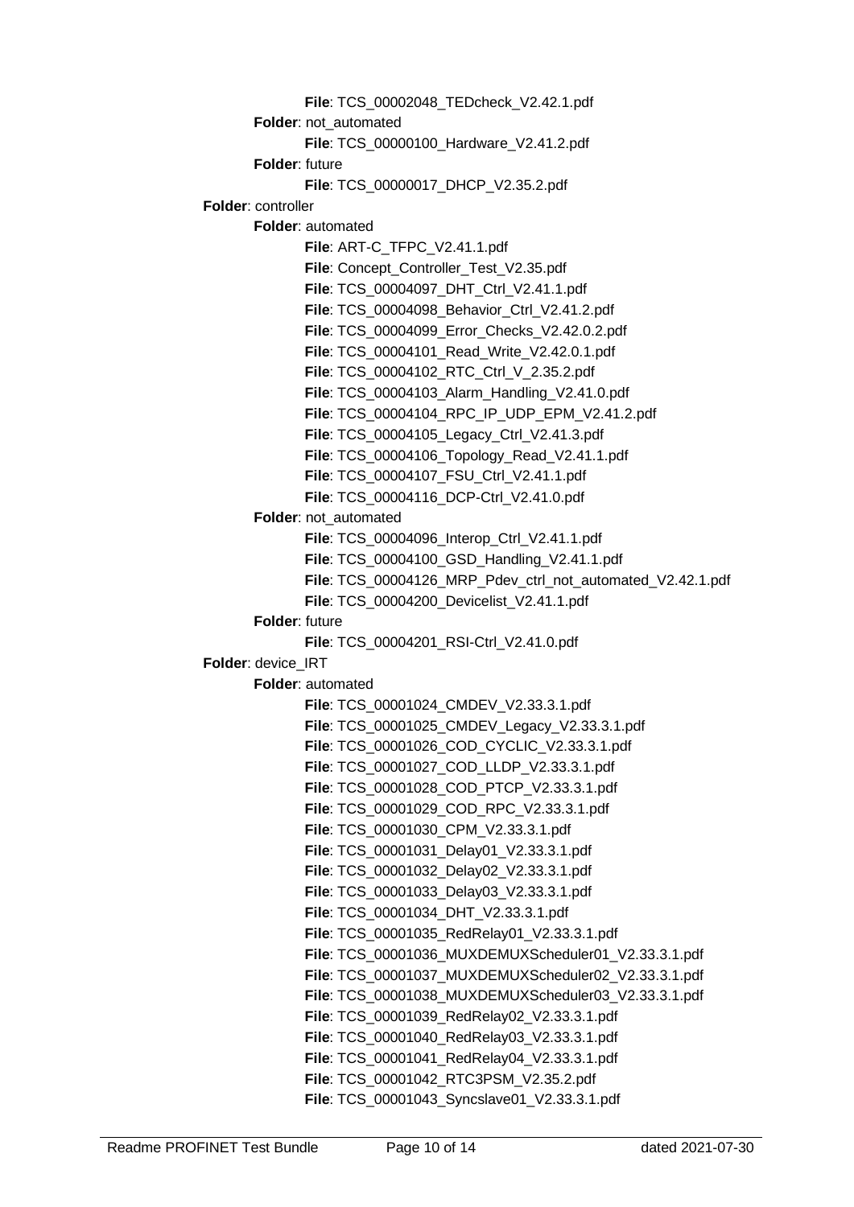- **File**: TCS_00002048_TEDcheck_V2.42.1.pdf
    - **Folder**: not_automated
        - **File**: TCS_00000100_Hardware_V2.41.2.pdf
    - **Folder**: future
        - **File**: TCS_00000017_DHCP_V2.35.2.pdf
- **Folder**: controller
    - **Folder**: automated
        - **File**: ART-C_TFPC_V2.41.1.pdf
        - **File**: Concept_Controller_Test_V2.35.pdf
        - **File**: TCS_00004097_DHT_Ctrl_V2.41.1.pdf
        - **File**: TCS_00004098_Behavior_Ctrl_V2.41.2.pdf
        - **File**: TCS_00004099_Error_Checks_V2.42.0.2.pdf
        - **File**: TCS_00004101_Read_Write_V2.42.0.1.pdf
        - **File**: TCS_00004102_RTC_Ctrl_V_2.35.2.pdf
        - **File**: TCS_00004103_Alarm_Handling_V2.41.0.pdf
        - **File**: TCS_00004104_RPC_IP_UDP_EPM_V2.41.2.pdf
        - **File**: TCS_00004105_Legacy_Ctrl_V2.41.3.pdf
        - **File**: TCS_00004106_Topology_Read_V2.41.1.pdf
        - **File**: TCS_00004107_FSU_Ctrl_V2.41.1.pdf
        - **File**: TCS_00004116_DCP-Ctrl_V2.41.0.pdf
    - **Folder**: not_automated
        - **File**: TCS_00004096_Interop_Ctrl_V2.41.1.pdf
        - **File**: TCS_00004100_GSD_Handling_V2.41.1.pdf
        - **File**: TCS_00004126_MRP_Pdev_ctrl_not_automated_V2.42.1.pdf
        - **File**: TCS_00004200_Devicelist_V2.41.1.pdf
    - **Folder**: future
        - **File**: TCS_00004201_RSI-Ctrl_V2.41.0.pdf
- **Folder**: device_IRT
    - **Folder**: automated
        - **File**: TCS_00001024_CMDEV_V2.33.3.1.pdf
        - **File**: TCS_00001025_CMDEV_Legacy_V2.33.3.1.pdf
        - **File**: TCS_00001026_COD_CYCLIC_V2.33.3.1.pdf
        - **File**: TCS_00001027_COD_LLDP_V2.33.3.1.pdf
        - **File**: TCS_00001028_COD_PTCP_V2.33.3.1.pdf
        - **File**: TCS_00001029_COD_RPC_V2.33.3.1.pdf
        - **File**: TCS_00001030_CPM_V2.33.3.1.pdf
        - **File**: TCS_00001031_Delay01_V2.33.3.1.pdf
        - **File**: TCS_00001032_Delay02_V2.33.3.1.pdf
        - **File**: TCS_00001033_Delay03_V2.33.3.1.pdf
        - **File**: TCS_00001034_DHT_V2.33.3.1.pdf
        - **File**: TCS_00001035_RedRelay01_V2.33.3.1.pdf
        - **File**: TCS_00001036_MUXDEMUXScheduler01_V2.33.3.1.pdf
        - **File**: TCS_00001037_MUXDEMUXScheduler02_V2.33.3.1.pdf
        - **File**: TCS_00001038_MUXDEMUXScheduler03_V2.33.3.1.pdf
        - **File**: TCS_00001039_RedRelay02_V2.33.3.1.pdf
        - **File**: TCS_00001040_RedRelay03_V2.33.3.1.pdf
        - **File**: TCS_00001041_RedRelay04_V2.33.3.1.pdf
        - **File**: TCS_00001042_RTC3PSM_V2.35.2.pdf
        - **File**: TCS_00001043_Syncslave01_V2.33.3.1.pdf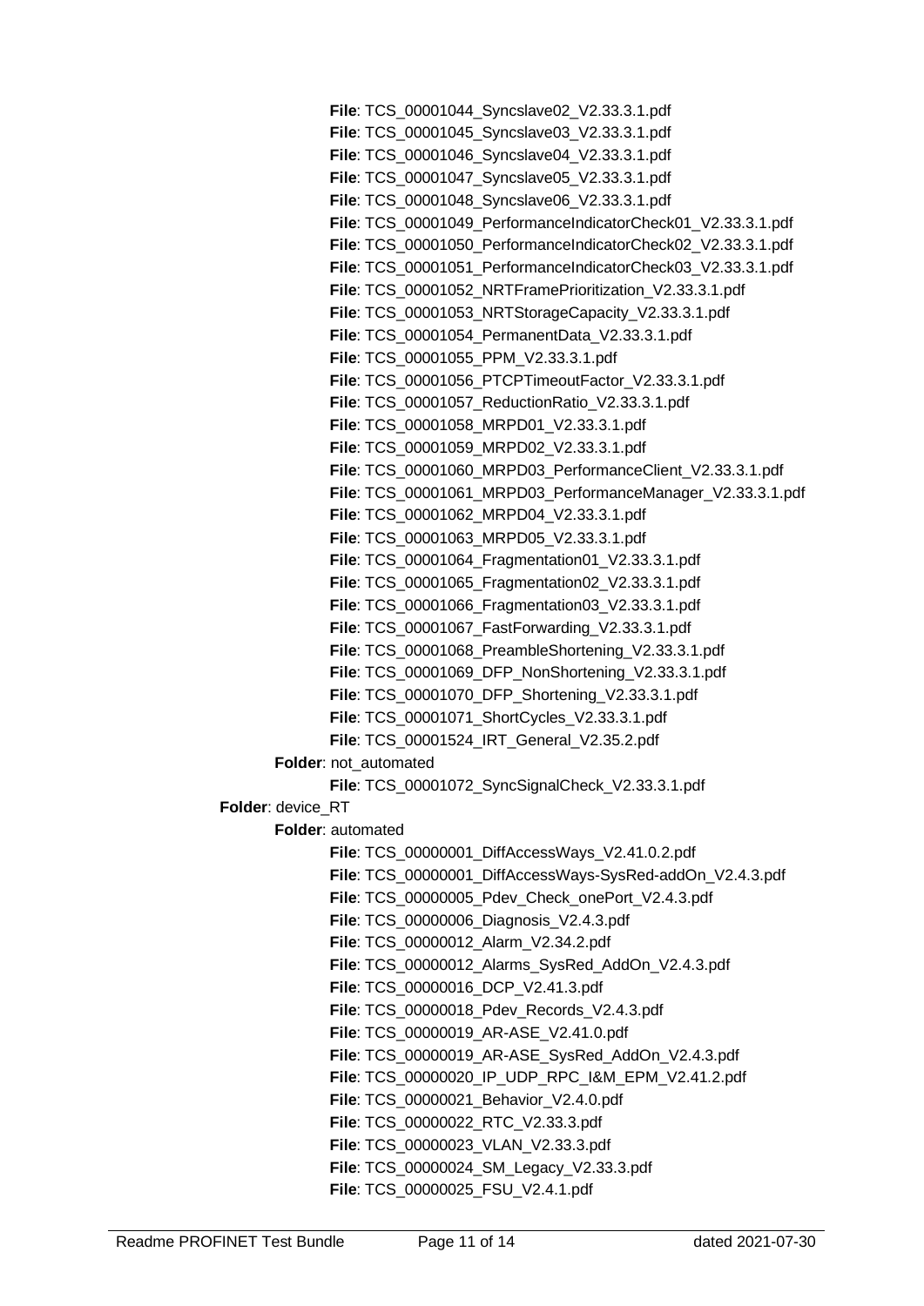- **File**: TCS_00001044_Syncslave02_V2.33.3.1.pdf
- **File**: TCS_00001045_Syncslave03_V2.33.3.1.pdf
- **File**: TCS_00001046_Syncslave04_V2.33.3.1.pdf
- **File**: TCS_00001047_Syncslave05_V2.33.3.1.pdf
- **File**: TCS_00001048_Syncslave06_V2.33.3.1.pdf
- **File**: TCS_00001049_PerformanceIndicatorCheck01_V2.33.3.1.pdf
- **File**: TCS_00001050_PerformanceIndicatorCheck02_V2.33.3.1.pdf
- **File**: TCS_00001051_PerformanceIndicatorCheck03_V2.33.3.1.pdf
- **File**: TCS_00001052_NRTFramePrioritization_V2.33.3.1.pdf
- **File**: TCS_00001053_NRTStorageCapacity_V2.33.3.1.pdf
- **File**: TCS_00001054_PermanentData_V2.33.3.1.pdf
- **File**: TCS_00001055_PPM_V2.33.3.1.pdf
- **File**: TCS_00001056_PTCPTimeoutFactor_V2.33.3.1.pdf
- **File**: TCS_00001057_ReductionRatio_V2.33.3.1.pdf
- **File**: TCS_00001058_MRPD01_V2.33.3.1.pdf
- **File**: TCS_00001059_MRPD02_V2.33.3.1.pdf
- **File**: TCS_00001060_MRPD03_PerformanceClient_V2.33.3.1.pdf
- **File**: TCS_00001061_MRPD03_PerformanceManager_V2.33.3.1.pdf
- **File**: TCS_00001062_MRPD04_V2.33.3.1.pdf
- **File**: TCS_00001063_MRPD05_V2.33.3.1.pdf
- **File**: TCS_00001064_Fragmentation01_V2.33.3.1.pdf
- **File**: TCS_00001065_Fragmentation02_V2.33.3.1.pdf
- **File**: TCS_00001066_Fragmentation03_V2.33.3.1.pdf
- **File**: TCS_00001067_FastForwarding_V2.33.3.1.pdf
- **File**: TCS_00001068_PreambleShortening_V2.33.3.1.pdf
- **File**: TCS_00001069_DFP_NonShortening_V2.33.3.1.pdf
- **File**: TCS_00001070_DFP_Shortening_V2.33.3.1.pdf
- **File**: TCS_00001071_ShortCycles_V2.33.3.1.pdf
- **File**: TCS_00001524_IRT_General_V2.35.2.pdf

**Folder**: not_automated

- **File**: TCS_00001072_SyncSignalCheck_V2.33.3.1.pdf

**Folder**: device_RT

**Folder**: automated

- **File**: TCS_00000001_DiffAccessWays_V2.41.0.2.pdf
- **File**: TCS_00000001_DiffAccessWays-SysRed-addOn_V2.4.3.pdf
- **File**: TCS_00000005_Pdev_Check_onePort_V2.4.3.pdf
- **File**: TCS_00000006_Diagnosis_V2.4.3.pdf
- **File**: TCS_00000012_Alarm_V2.34.2.pdf
- **File**: TCS_00000012_Alarms_SysRed_AddOn_V2.4.3.pdf
- **File**: TCS_00000016_DCP_V2.41.3.pdf
- **File**: TCS_00000018_Pdev_Records_V2.4.3.pdf
- **File**: TCS_00000019_AR-ASE_V2.41.0.pdf
- **File**: TCS_00000019_AR-ASE_SysRed_AddOn_V2.4.3.pdf
- **File**: TCS_00000020_IP_UDP_RPC_I&M_EPM_V2.41.2.pdf
- **File**: TCS_00000021_Behavior_V2.4.0.pdf
- **File**: TCS_00000022_RTC_V2.33.3.pdf
- **File**: TCS_00000023_VLAN_V2.33.3.pdf
- **File**: TCS_00000024_SM_Legacy_V2.33.3.pdf
- **File**: TCS_00000025_FSU_V2.4.1.pdf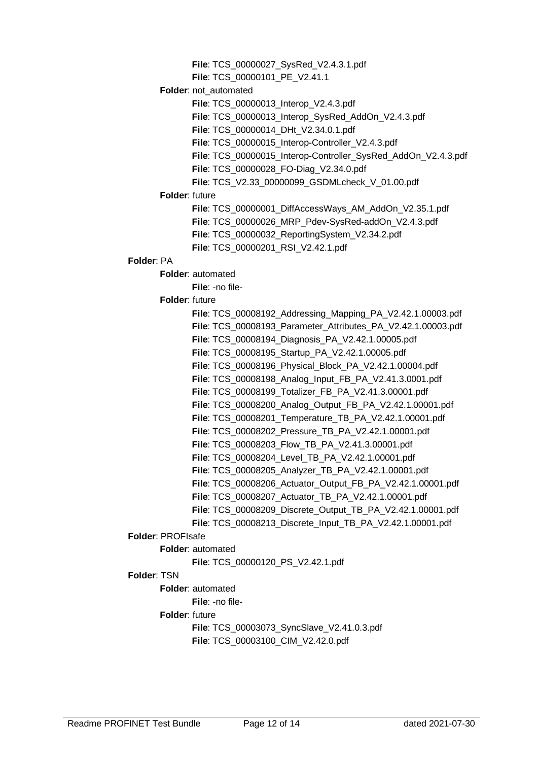- **File**: TCS_00000027_SysRed_V2.4.3.1.pdf
- **File**: TCS_00000101_PE_V2.41.1

- **Folder**: not_automated
  - **File**: TCS_00000013_Interop_V2.4.3.pdf
  - **File**: TCS_00000013_Interop_SysRed_AddOn_V2.4.3.pdf
  - **File**: TCS_00000014_DHt_V2.34.0.1.pdf
  - **File**: TCS_00000015_Interop-Controller_V2.4.3.pdf
  - **File**: TCS_00000015_Interop-Controller_SysRed_AddOn_V2.4.3.pdf
  - **File**: TCS_00000028_FO-Diag_V2.34.0.pdf
  - **File**: TCS_V2.33_00000099_GSDMLcheck_V_01.00.pdf
- **Folder**: future
  - **File**: TCS_00000001_DiffAccessWays_AM_AddOn_V2.35.1.pdf
  - **File**: TCS_00000026_MRP_Pdev-SysRed-addOn_V2.4.3.pdf
  - **File**: TCS_00000032_ReportingSystem_V2.34.2.pdf
  - **File**: TCS_00000201_RSI_V2.42.1.pdf

**Folder**: PA
- **Folder**: automated
  - **File**: -no file-
- **Folder**: future
  - **File**: TCS_00008192_Addressing_Mapping_PA_V2.42.1.00003.pdf
  - **File**: TCS_00008193_Parameter_Attributes_PA_V2.42.1.00003.pdf
  - **File**: TCS_00008194_Diagnosis_PA_V2.42.1.00005.pdf
  - **File**: TCS_00008195_Startup_PA_V2.42.1.00005.pdf
  - **File**: TCS_00008196_Physical_Block_PA_V2.42.1.00004.pdf
  - **File**: TCS_00008198_Analog_Input_FB_PA_V2.41.3.0001.pdf
  - **File**: TCS_00008199_Totalizer_FB_PA_V2.41.3.00001.pdf
  - **File**: TCS_00008200_Analog_Output_FB_PA_V2.42.1.00001.pdf
  - **File**: TCS_00008201_Temperature_TB_PA_V2.42.1.00001.pdf
  - **File**: TCS_00008202_Pressure_TB_PA_V2.42.1.00001.pdf
  - **File**: TCS_00008203_Flow_TB_PA_V2.41.3.00001.pdf
  - **File**: TCS_00008204_Level_TB_PA_V2.42.1.00001.pdf
  - **File**: TCS_00008205_Analyzer_TB_PA_V2.42.1.00001.pdf
  - **File**: TCS_00008206_Actuator_Output_FB_PA_V2.42.1.00001.pdf
  - **File**: TCS_00008207_Actuator_TB_PA_V2.42.1.00001.pdf
  - **File**: TCS_00008209_Discrete_Output_TB_PA_V2.42.1.00001.pdf
  - **File**: TCS_00008213_Discrete_Input_TB_PA_V2.42.1.00001.pdf

**Folder**: PROFIsafe
- **Folder**: automated
  - **File**: TCS_00000120_PS_V2.42.1.pdf

**Folder**: TSN
- **Folder**: automated
  - **File**: -no file-
- **Folder**: future
  - **File**: TCS_00003073_SyncSlave_V2.41.0.3.pdf
  - **File**: TCS_00003100_CIM_V2.42.0.pdf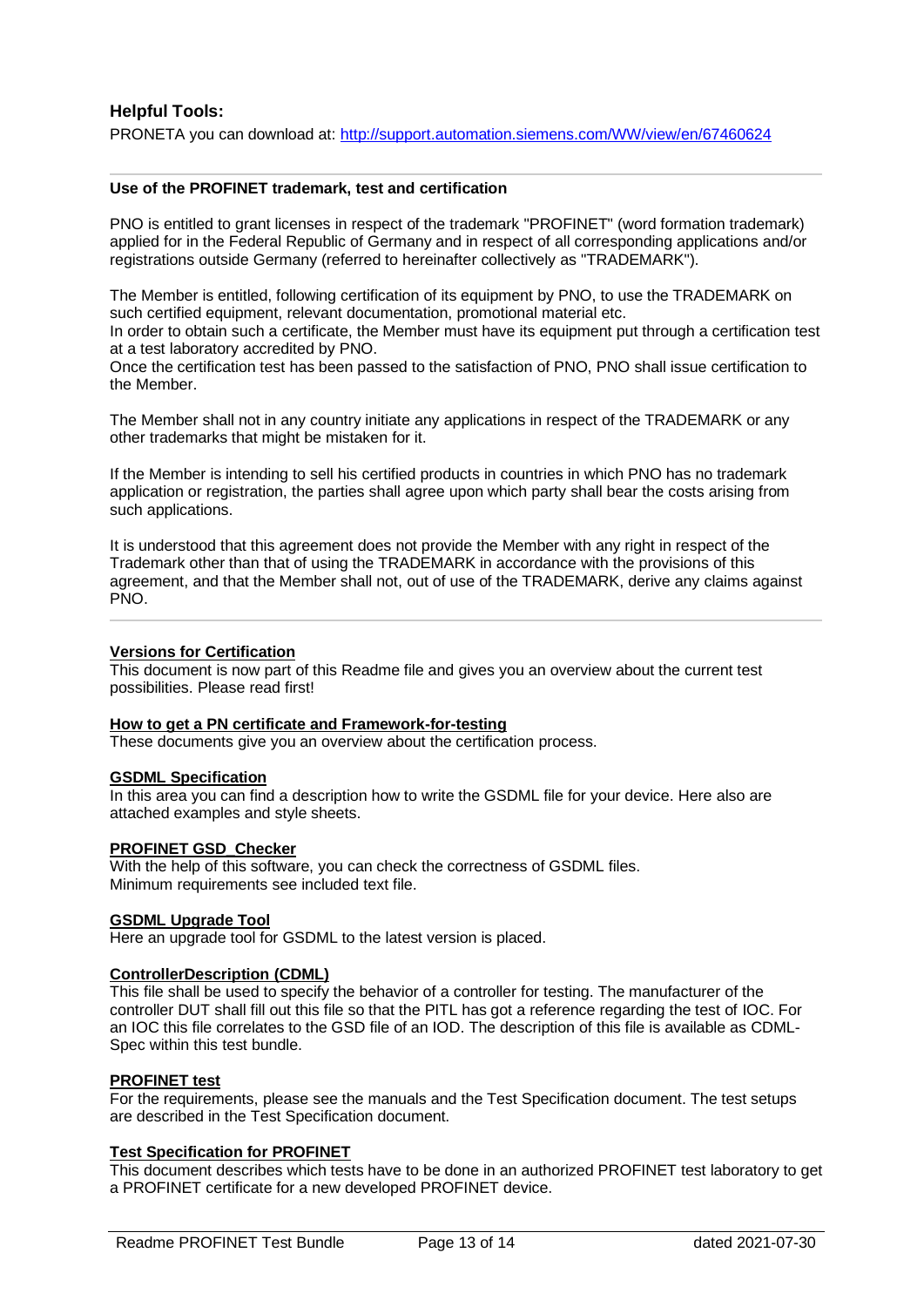### Helpful Tools:

PRONETA you can download at: http://support.automation.siemens.com/WW/view/en/67460624

---

**Use of the PROFINET trademark, test and certification**

PNO is entitled to grant licenses in respect of the trademark "PROFINET" (word formation trademark) applied for in the Federal Republic of Germany and in respect of all corresponding applications and/or registrations outside Germany (referred to hereinafter collectively as "TRADEMARK").

The Member is entitled, following certification of its equipment by PNO, to use the TRADEMARK on such certified equipment, relevant documentation, promotional material etc.
In order to obtain such a certificate, the Member must have its equipment put through a certification test at a test laboratory accredited by PNO.
Once the certification test has been passed to the satisfaction of PNO, PNO shall issue certification to the Member.

The Member shall not in any country initiate any applications in respect of the TRADEMARK or any other trademarks that might be mistaken for it.

If the Member is intending to sell his certified products in countries in which PNO has no trademark application or registration, the parties shall agree upon which party shall bear the costs arising from such applications.

It is understood that this agreement does not provide the Member with any right in respect of the Trademark other than that of using the TRADEMARK in accordance with the provisions of this agreement, and that the Member shall not, out of use of the TRADEMARK, derive any claims against PNO.

---

**Versions for Certification**
This document is now part of this Readme file and gives you an overview about the current test possibilities. Please read first!

**How to get a PN certificate and Framework-for-testing**
These documents give you an overview about the certification process.

**GSDML Specification**
In this area you can find a description how to write the GSDML file for your device. Here also are attached examples and style sheets.

**PROFINET GSD_Checker**
With the help of this software, you can check the correctness of GSDML files.
Minimum requirements see included text file.

**GSDML Upgrade Tool**
Here an upgrade tool for GSDML to the latest version is placed.

**ControllerDescription (CDML)**
This file shall be used to specify the behavior of a controller for testing. The manufacturer of the controller DUT shall fill out this file so that the PITL has got a reference regarding the test of IOC. For an IOC this file correlates to the GSD file of an IOD. The description of this file is available as CDML-Spec within this test bundle.

**PROFINET test**
For the requirements, please see the manuals and the Test Specification document. The test setups are described in the Test Specification document.

**Test Specification for PROFINET**
This document describes which tests have to be done in an authorized PROFINET test laboratory to get a PROFINET certificate for a new developed PROFINET device.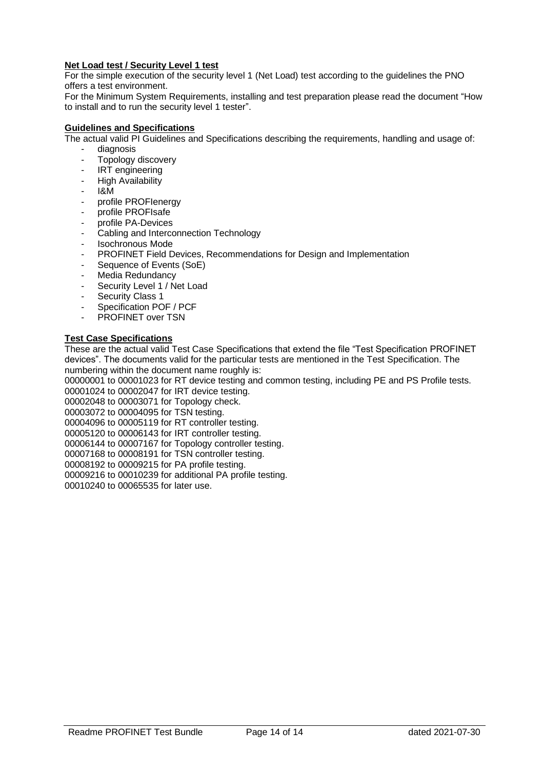**Net Load test / Security Level 1 test**

For the simple execution of the security level 1 (Net Load) test according to the guidelines the PNO offers a test environment.

For the Minimum System Requirements, installing and test preparation please read the document "How to install and to run the security level 1 tester".

**Guidelines and Specifications**

The actual valid PI Guidelines and Specifications describing the requirements, handling and usage of:

- diagnosis
- Topology discovery
- IRT engineering
- High Availability
- I&M
- profile PROFIenergy
- profile PROFIsafe
- profile PA-Devices
- Cabling and Interconnection Technology
- Isochronous Mode
- PROFINET Field Devices, Recommendations for Design and Implementation
- Sequence of Events (SoE)
- Media Redundancy
- Security Level 1 / Net Load
- Security Class 1
- Specification POF / PCF
- PROFINET over TSN

**Test Case Specifications**

These are the actual valid Test Case Specifications that extend the file "Test Specification PROFINET devices". The documents valid for the particular tests are mentioned in the Test Specification. The numbering within the document name roughly is:

00000001 to 00001023 for RT device testing and common testing, including PE and PS Profile tests.
00001024 to 00002047 for IRT device testing.
00002048 to 00003071 for Topology check.
00003072 to 00004095 for TSN testing.
00004096 to 00005119 for RT controller testing.
00005120 to 00006143 for IRT controller testing.
00006144 to 00007167 for Topology controller testing.
00007168 to 00008191 for TSN controller testing.
00008192 to 00009215 for PA profile testing.
00009216 to 00010239 for additional PA profile testing.
00010240 to 00065535 for later use.